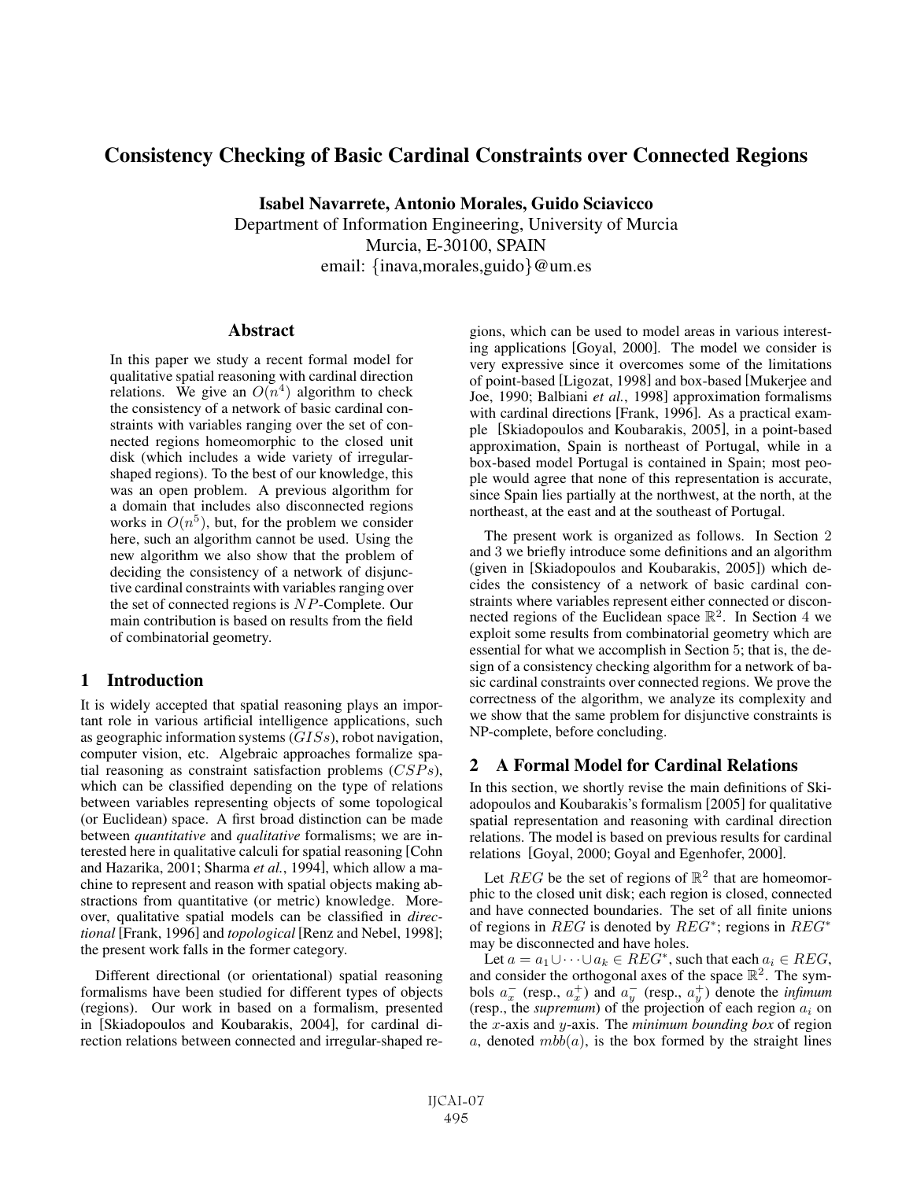# Consistency Checking of Basic Cardinal Constraints over Connected Regions

**Isabel Navarrete, Antonio Morales, Guido Sciavicco**
Department of Information Engineering, University of Murcia
Murcia, E-30100, SPAIN
email: {inava,morales,guido}@um.es

## Abstract

In this paper we study a recent formal model for qualitative spatial reasoning with cardinal direction relations. We give an $O(n^4)$ algorithm to check the consistency of a network of basic cardinal constraints with variables ranging over the set of connected regions homeomorphic to the closed unit disk (which includes a wide variety of irregular-shaped regions). To the best of our knowledge, this was an open problem. A previous algorithm for a domain that includes also disconnected regions works in $O(n^5)$, but, for the problem we consider here, such an algorithm cannot be used. Using the new algorithm we also show that the problem of deciding the consistency of a network of disjunctive cardinal constraints with variables ranging over the set of connected regions is $NP$-Complete. Our main contribution is based on results from the field of combinatorial geometry.

## 1 Introduction

It is widely accepted that spatial reasoning plays an important role in various artificial intelligence applications, such as geographic information systems ($GISs$), robot navigation, computer vision, etc. Algebraic approaches formalize spatial reasoning as constraint satisfaction problems ($CSPs$), which can be classified depending on the type of relations between variables representing objects of some topological (or Euclidean) space. A first broad distinction can be made between *quantitative* and *qualitative* formalisms; we are interested here in qualitative calculi for spatial reasoning [Cohn and Hazarika, 2001; Sharma *et al.*, 1994], which allow a machine to represent and reason with spatial objects making abstractions from quantitative (or metric) knowledge. Moreover, qualitative spatial models can be classified in *directional* [Frank, 1996] and *topological* [Renz and Nebel, 1998]; the present work falls in the former category.

Different directional (or orientational) spatial reasoning formalisms have been studied for different types of objects (regions). Our work in based on a formalism, presented in [Skiadopoulos and Koubarakis, 2004], for cardinal direction relations between connected and irregular-shaped regions, which can be used to model areas in various interesting applications [Goyal, 2000]. The model we consider is very expressive since it overcomes some of the limitations of point-based [Ligozat, 1998] and box-based [Mukerjee and Joe, 1990; Balbiani *et al.*, 1998] approximation formalisms with cardinal directions [Frank, 1996]. As a practical example [Skiadopoulos and Koubarakis, 2005], in a point-based approximation, Spain is northeast of Portugal, while in a box-based model Portugal is contained in Spain; most people would agree that none of this representation is accurate, since Spain lies partially at the northwest, at the north, at the northeast, at the east and at the southeast of Portugal.

The present work is organized as follows. In Section 2 and 3 we briefly introduce some definitions and an algorithm (given in [Skiadopoulos and Koubarakis, 2005]) which decides the consistency of a network of basic cardinal constraints where variables represent either connected or disconnected regions of the Euclidean space $\mathbb{R}^2$. In Section 4 we exploit some results from combinatorial geometry which are essential for what we accomplish in Section 5; that is, the design of a consistency checking algorithm for a network of basic cardinal constraints over connected regions. We prove the correctness of the algorithm, we analyze its complexity and we show that the same problem for disjunctive constraints is NP-complete, before concluding.

## 2 A Formal Model for Cardinal Relations

In this section, we shortly revise the main definitions of Skiadopoulos and Koubarakis's formalism [2005] for qualitative spatial representation and reasoning with cardinal direction relations. The model is based on previous results for cardinal relations [Goyal, 2000; Goyal and Egenhofer, 2000].

Let $REG$ be the set of regions of $\mathbb{R}^2$ that are homeomorphic to the closed unit disk; each region is closed, connected and have connected boundaries. The set of all finite unions of regions in $REG$ is denoted by $REG^*$; regions in $REG^*$ may be disconnected and have holes.

Let $a = a_1 \cup \cdots \cup a_k \in REG^*$, such that each $a_i \in REG$, and consider the orthogonal axes of the space $\mathbb{R}^2$. The symbols $a_x^-$ (resp., $a_x^+$) and $a_y^-$ (resp., $a_y^+$) denote the *infimum* (resp., the *supremum*) of the projection of each region $a_i$ on the $x$-axis and $y$-axis. The *minimum bounding box* of region $a$, denoted $mbb(a)$, is the box formed by the straight lines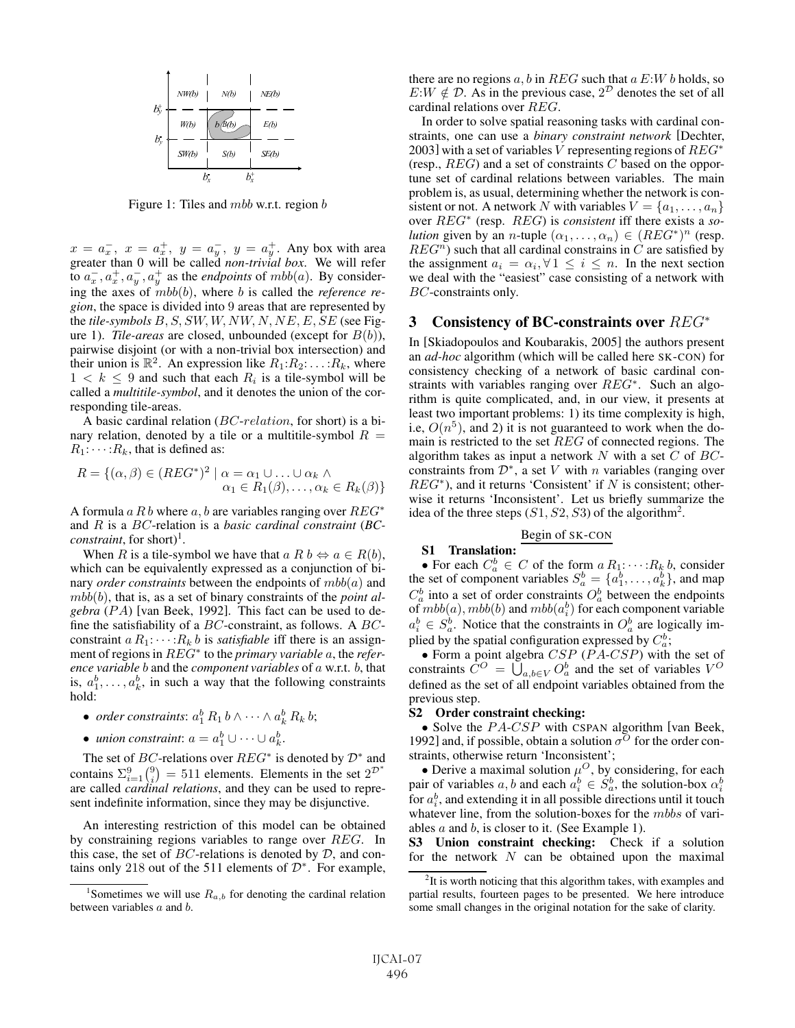Figure 1: Tiles and $mbb$ w.r.t. region $b$

$x = a_x^-$, $x = a_x^+$, $y = a_y^-$, $y = a_y^+$. Any box with area greater than 0 will be called *non-trivial box*. We will refer to $a_x^-, a_x^+, a_y^-, a_y^+$ as the *endpoints* of $mbb(a)$. By considering the axes of $mbb(b)$, where $b$ is called the *reference region*, the space is divided into 9 areas that are represented by the *tile-symbols* $B, S, SW, W, NW, N, NE, E, SE$ (see Figure 1). *Tile-areas* are closed, unbounded (except for $B(b)$), pairwise disjoint (or with a non-trivial box intersection) and their union is $\mathbb{R}^2$. An expression like $R_1{:}R_2{:}\ldots{:}R_k$, where $1 < k \leq 9$ and such that each $R_i$ is a tile-symbol will be called a *multitile-symbol*, and it denotes the union of the corresponding tile-areas.

A basic cardinal relation ($BC$-$relation$, for short) is a binary relation, denoted by a tile or a multitile-symbol $R = R_1{:}\cdots{:}R_k$, that is defined as:

$$R = \{(\alpha, \beta) \in (REG^*)^2 \mid \alpha = \alpha_1 \cup \ldots \cup \alpha_k \wedge \alpha_1 \in R_1(\beta), \ldots, \alpha_k \in R_k(\beta)\}$$

A formula $a\,R\,b$ where $a, b$ are variables ranging over $REG^*$ and $R$ is a $BC$-relation is a *basic cardinal constraint* (*BC-constraint*, for short)[1].

When $R$ is a tile-symbol we have that $a\ R\ b \Leftrightarrow a \in R(b)$, which can be equivalently expressed as a conjunction of binary *order constraints* between the endpoints of $mbb(a)$ and $mbb(b)$, that is, as a set of binary constraints of the *point algebra* ($PA$) [van Beek, 1992]. This fact can be used to define the satisfiability of a $BC$-constraint, as follows. A $BC$-constraint $a\ R_1{:}\cdots{:}R_k\ b$ is *satisfiable* iff there is an assignment of regions in $REG^*$ to the *primary variable* $a$, the *reference variable* $b$ and the *component variables* of $a$ w.r.t. $b$, that is, $a_1^b, \ldots, a_k^b$, in such a way that the following constraints hold:

- *order constraints*: $a_1^b\ R_1\ b \wedge \cdots \wedge a_k^b\ R_k\ b$;
- *union constraint*: $a = a_1^b \cup \cdots \cup a_k^b$.

The set of $BC$-relations over $REG^*$ is denoted by $\mathcal{D}^*$ and contains $\Sigma_{i=1}^{9}\binom{9}{i} = 511$ elements. Elements in the set $2^{\mathcal{D}^*}$ are called *cardinal relations*, and they can be used to represent indefinite information, since they may be disjunctive.

An interesting restriction of this model can be obtained by constraining regions variables to range over $REG$. In this case, the set of $BC$-relations is denoted by $\mathcal{D}$, and contains only 218 out of the 511 elements of $\mathcal{D}^*$. For example, there are no regions $a, b$ in $REG$ such that $a\ E{:}W\ b$ holds, so $E{:}W \notin \mathcal{D}$. As in the previous case, $2^{\mathcal{D}}$ denotes the set of all cardinal relations over $REG$.

In order to solve spatial reasoning tasks with cardinal constraints, one can use a *binary constraint network* [Dechter, 2003] with a set of variables $V$ representing regions of $REG^*$ (resp., $REG$) and a set of constraints $C$ based on the opportune set of cardinal relations between variables. The main problem is, as usual, determining whether the network is consistent or not. A network $N$ with variables $V = \{a_1, \ldots, a_n\}$ over $REG^*$ (resp. $REG$) is *consistent* iff there exists a *solution* given by an $n$-tuple $(\alpha_1, \ldots, \alpha_n) \in (REG^*)^n$ (resp. $REG^n$) such that all cardinal constrains in $C$ are satisfied by the assignment $a_i = \alpha_i, \forall\, 1 \leq i \leq n$. In the next section we deal with the "easiest" case consisting of a network with $BC$-constraints only.

## 3 Consistency of BC-constraints over $REG^*$

In [Skiadopoulos and Koubarakis, 2005] the authors present an *ad-hoc* algorithm (which will be called here SK-CON) for consistency checking of a network of basic cardinal constraints with variables ranging over $REG^*$. Such an algorithm is quite complicated, and, in our view, it presents at least two important problems: 1) its time complexity is high, i.e, $O(n^5)$, and 2) it is not guaranteed to work when the domain is restricted to the set $REG$ of connected regions. The algorithm takes as input a network $N$ with a set $C$ of $BC$-constraints from $\mathcal{D}^*$, a set $V$ with $n$ variables (ranging over $REG^*$), and it returns 'Consistent' if $N$ is consistent; otherwise it returns 'Inconsistent'. Let us briefly summarize the idea of the three steps ($S1, S2, S3$) of the algorithm[2].

Begin of SK-CON

**S1 Translation:**

- For each $C_a^b \in C$ of the form $a\ R_1{:}\cdots{:}R_k\ b$, consider the set of component variables $S_a^b = \{a_1^b, \ldots, a_k^b\}$, and map $C_a^b$ into a set of order constraints $O_a^b$ between the endpoints of $mbb(a), mbb(b)$ and $mbb(a_i^b)$ for each component variable $a_i^b \in S_a^b$. Notice that the constraints in $O_a^b$ are logically implied by the spatial configuration expressed by $C_a^b$;
- Form a point algebra $CSP$ ($PA$-$CSP$) with the set of constraints $C^O = \bigcup_{a,b \in V} O_a^b$ and the set of variables $V^O$ defined as the set of all endpoint variables obtained from the previous step.

**S2 Order constraint checking:**

- Solve the $PA$-$CSP$ with CSPAN algorithm [van Beek, 1992] and, if possible, obtain a solution $\sigma^O$ for the order constraints, otherwise return 'Inconsistent';
- Derive a maximal solution $\mu^O$, by considering, for each pair of variables $a, b$ and each $a_i^b \in S_a^b$, the solution-box $\alpha_i^b$ for $a_i^b$, and extending it in all possible directions until it touch whatever line, from the solution-boxes for the $mbbs$ of variables $a$ and $b$, is closer to it. (See Example 1).

**S3 Union constraint checking:** Check if a solution for the network $N$ can be obtained upon the maximal

[1] Sometimes we will use $R_{a,b}$ for denoting the cardinal relation between variables $a$ and $b$.

[2] It is worth noticing that this algorithm takes, with examples and partial results, fourteen pages to be presented. We here introduce some small changes in the original notation for the sake of clarity.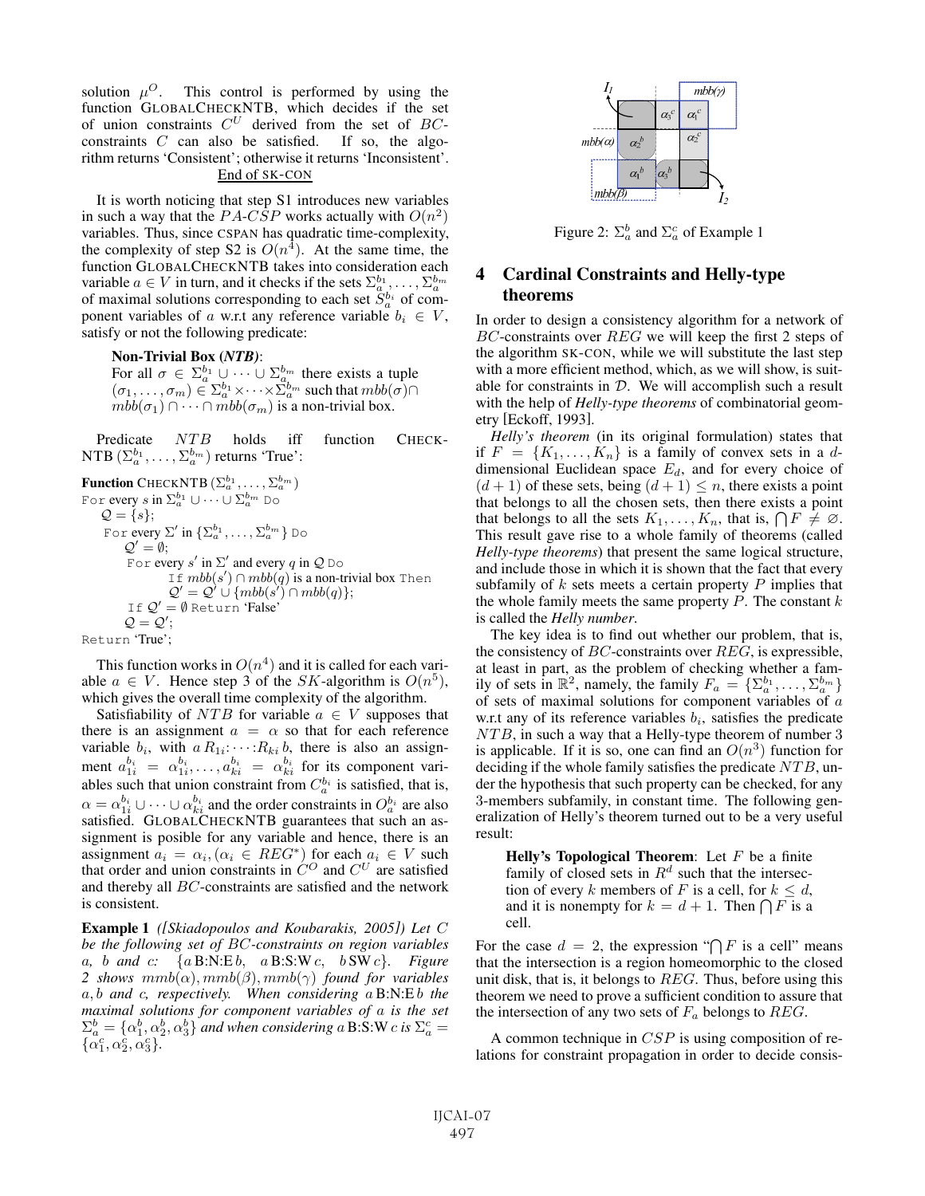solution $\mu^O$. This control is performed by using the function GLOBALCHECKNTB, which decides if the set of union constraints $C^U$ derived from the set of $BC$-constraints $C$ can also be satisfied. If so, the algorithm returns 'Consistent'; otherwise it returns 'Inconsistent'.
End of SK-CON

It is worth noticing that step S1 introduces new variables in such a way that the $PA\text{-}CSP$ works actually with $O(n^2)$ variables. Thus, since CSPAN has quadratic time-complexity, the complexity of step S2 is $O(n^4)$. At the same time, the function GLOBALCHECKNTB takes into consideration each variable $a \in V$ in turn, and it checks if the sets $\Sigma_a^{b_1}, \ldots, \Sigma_a^{b_m}$ of maximal solutions corresponding to each set $S_a^{b_i}$ of component variables of $a$ w.r.t any reference variable $b_i \in V$, satisfy or not the following predicate:

**Non-Trivial Box (*NTB*)**:
For all $\sigma \in \Sigma_a^{b_1} \cup \cdots \cup \Sigma_a^{b_m}$ there exists a tuple $(\sigma_1, \ldots, \sigma_m) \in \Sigma_a^{b_1} \times \cdots \times \Sigma_a^{b_m}$ such that $mbb(\sigma) \cap mbb(\sigma_1) \cap \cdots \cap mbb(\sigma_m)$ is a non-trivial box.

Predicate $NTB$ holds iff function CHECKNTB $(\Sigma_a^{b_1}, \ldots, \Sigma_a^{b_m})$ returns 'True':

```
Function CHECKNTB (Σ_a^{b_1}, ..., Σ_a^{b_m})
For every s in Σ_a^{b_1} ∪ ··· ∪ Σ_a^{b_m} Do
    Q = {s};
    For every Σ' in {Σ_a^{b_1}, ..., Σ_a^{b_m}} Do
        Q' = ∅;
        For every s' in Σ' and every q in Q Do
            If mbb(s') ∩ mbb(q) is a non-trivial box Then
                Q' = Q' ∪ {mbb(s') ∩ mbb(q)};
        If Q' = ∅ Return 'False'
        Q = Q';
Return 'True';
```

This function works in $O(n^4)$ and it is called for each variable $a \in V$. Hence step 3 of the $SK$-algorithm is $O(n^5)$, which gives the overall time complexity of the algorithm.

Satisfiability of $NTB$ for variable $a \in V$ supposes that there is an assignment $a = \alpha$ so that for each reference variable $b_i$, with $a\, R_{1i}{:}\cdots{:}R_{ki}\, b$, there is also an assignment $a_{1i}^{b_i} = \alpha_{1i}^{b_i}, \ldots, a_{ki}^{b_i} = \alpha_{ki}^{b_i}$ for its component variables such that union constraint from $C_a^{b_i}$ is satisfied, that is, $\alpha = \alpha_{1i}^{b_i} \cup \cdots \cup \alpha_{ki}^{b_i}$ and the order constraints in $O_a^{b_i}$ are also satisfied. GLOBALCHECKNTB guarantees that such an assignment is posible for any variable and hence, there is an assignment $a_i = \alpha_i, (\alpha_i \in REG^*)$ for each $a_i \in V$ such that order and union constraints in $C^O$ and $C^U$ are satisfied and thereby all $BC$-constraints are satisfied and the network is consistent.

**Example 1** *([Skiadopoulos and Koubarakis, 2005]) Let $C$ be the following set of $BC$-constraints on region variables $a$, $b$ and $c$: $\{a\,$B:N:E$\,b,\ a\,$B:S:W$\,c,\ b\,$SW$\,c\}$. Figure 2 shows $mmb(\alpha), mmb(\beta), mmb(\gamma)$ found for variables $a, b$ and $c$, respectively. When considering $a\,$B:N:E$\,b$ the maximal solutions for component variables of $a$ is the set $\Sigma_a^b = \{\alpha_1^b, \alpha_2^b, \alpha_3^b\}$ and when considering $a\,$B:S:W$\,c$ is $\Sigma_a^c = \{\alpha_1^c, \alpha_2^c, \alpha_3^c\}$.*

Figure 2: $\Sigma_a^b$ and $\Sigma_a^c$ of Example 1

## 4 Cardinal Constraints and Helly-type theorems

In order to design a consistency algorithm for a network of $BC$-constraints over $REG$ we will keep the first 2 steps of the algorithm SK-CON, while we will substitute the last step with a more efficient method, which, as we will show, is suitable for constraints in $\mathcal{D}$. We will accomplish such a result with the help of *Helly-type theorems* of combinatorial geometry [Eckoff, 1993].

*Helly's theorem* (in its original formulation) states that if $F = \{K_1, \ldots, K_n\}$ is a family of convex sets in a $d$-dimensional Euclidean space $E_d$, and for every choice of $(d+1)$ of these sets, being $(d+1) \leq n$, there exists a point that belongs to all the chosen sets, then there exists a point that belongs to all the sets $K_1, \ldots, K_n$, that is, $\bigcap F \neq \varnothing$. This result gave rise to a whole family of theorems (called *Helly-type theorems*) that present the same logical structure, and include those in which it is shown that the fact that every subfamily of $k$ sets meets a certain property $P$ implies that the whole family meets the same property $P$. The constant $k$ is called the *Helly number*.

The key idea is to find out whether our problem, that is, the consistency of $BC$-constraints over $REG$, is expressible, at least in part, as the problem of checking whether a family of sets in $\mathbb{R}^2$, namely, the family $F_a = \{\Sigma_a^{b_1}, \ldots, \Sigma_a^{b_m}\}$ of sets of maximal solutions for component variables of $a$ w.r.t any of its reference variables $b_i$, satisfies the predicate $NTB$, in such a way that a Helly-type theorem of number 3 is applicable. If it is so, one can find an $O(n^3)$ function for deciding if the whole family satisfies the predicate $NTB$, under the hypothesis that such property can be checked, for any 3-members subfamily, in constant time. The following generalization of Helly's theorem turned out to be a very useful result:

**Helly's Topological Theorem**: Let $F$ be a finite family of closed sets in $R^d$ such that the intersection of every $k$ members of $F$ is a cell, for $k \leq d$, and it is nonempty for $k = d + 1$. Then $\bigcap F$ is a cell.

For the case $d = 2$, the expression "$\bigcap F$ is a cell" means that the intersection is a region homeomorphic to the closed unit disk, that is, it belongs to $REG$. Thus, before using this theorem we need to prove a sufficient condition to assure that the intersection of any two sets of $F_a$ belongs to $REG$.

A common technique in $CSP$ is using composition of relations for constraint propagation in order to decide consis-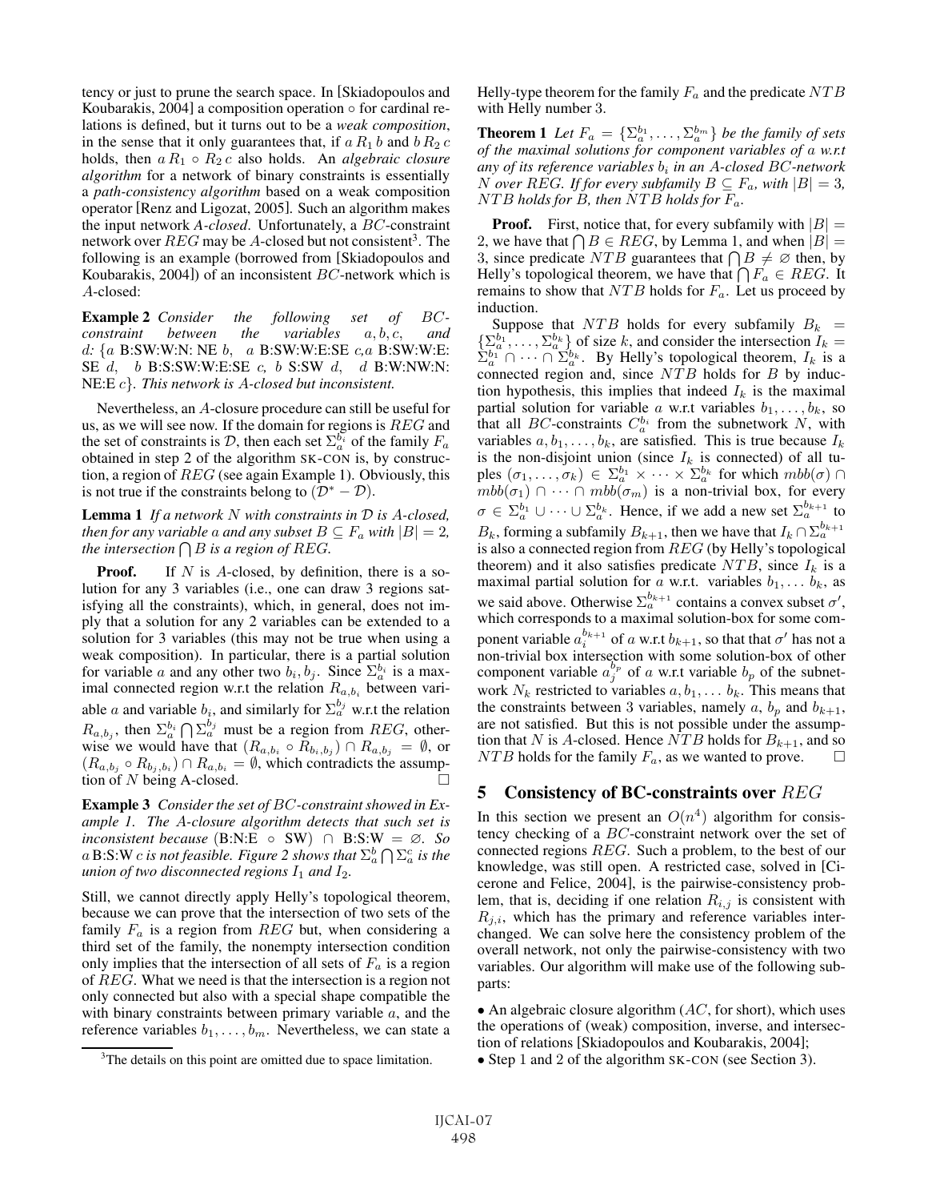tency or just to prune the search space. In [Skiadopoulos and Koubarakis, 2004] a composition operation $\circ$ for cardinal relations is defined, but it turns out to be a *weak composition*, in the sense that it only guarantees that, if $a\, R_1\, b$ and $b\, R_2\, c$ holds, then $a\, R_1 \circ R_2\, c$ also holds. An *algebraic closure algorithm* for a network of binary constraints is essentially a *path-consistency algorithm* based on a weak composition operator [Renz and Ligozat, 2005]. Such an algorithm makes the input network *A-closed*. Unfortunately, a $BC$-constraint network over $REG$ may be $A$-closed but not consistent[3]. The following is an example (borrowed from [Skiadopoulos and Koubarakis, 2004]) of an inconsistent $BC$-network which is $A$-closed:

**Example 2** *Consider the following set of $BC$-constraint between the variables $a, b, c$, and $d$: $\{a$ B:SW:W:N: NE $b$, $a$ B:SW:W:E:SE $c$,$a$ B:SW:W:E: SE $d$, $b$ B:S:SW:W:E:SE $c$, $b$ S:SW $d$, $d$ B:W:NW:N: NE:E $c\}$. This network is $A$-closed but inconsistent.*

Nevertheless, an $A$-closure procedure can still be useful for us, as we will see now. If the domain for regions is $REG$ and the set of constraints is $\mathcal{D}$, then each set $\Sigma_a^{b_i}$ of the family $F_a$ obtained in step 2 of the algorithm SK-CON is, by construction, a region of $REG$ (see again Example 1). Obviously, this is not true if the constraints belong to $(\mathcal{D}^* - \mathcal{D})$.

**Lemma 1** *If a network $N$ with constraints in $\mathcal{D}$ is $A$-closed, then for any variable $a$ and any subset $B \subseteq F_a$ with $|B| = 2$, the intersection $\bigcap B$ is a region of $REG$.*

**Proof.** If $N$ is $A$-closed, by definition, there is a solution for any 3 variables (i.e., one can draw 3 regions satisfying all the constraints), which, in general, does not imply that a solution for any 2 variables can be extended to a solution for 3 variables (this may not be true when using a weak composition). In particular, there is a partial solution for variable $a$ and any other two $b_i, b_j$. Since $\Sigma_a^{b_i}$ is a maximal connected region w.r.t the relation $R_{a,b_i}$ between variable $a$ and variable $b_i$, and similarly for $\Sigma_a^{b_j}$ w.r.t the relation $R_{a,b_j}$, then $\Sigma_a^{b_i} \bigcap \Sigma_a^{b_j}$ must be a region from $REG$, otherwise we would have that $(R_{a,b_i} \circ R_{b_i,b_j}) \cap R_{a,b_j} = \emptyset$, or $(R_{a,b_j} \circ R_{b_j,b_i}) \cap R_{a,b_i} = \emptyset$, which contradicts the assumption of $N$ being A-closed. $\Box$

**Example 3** *Consider the set of $BC$-constraint showed in Example 1. The A-closure algorithm detects that such set is inconsistent because* (B:N:E $\circ$ SW) $\cap$ B:S:W $= \varnothing$. *So $a$ B:S:W $c$ is not feasible. Figure 2 shows that $\Sigma_a^b \bigcap \Sigma_a^c$ is the union of two disconnected regions $I_1$ and $I_2$.*

Still, we cannot directly apply Helly's topological theorem, because we can prove that the intersection of two sets of the family $F_a$ is a region from $REG$ but, when considering a third set of the family, the nonempty intersection condition only implies that the intersection of all sets of $F_a$ is a region of $REG$. What we need is that the intersection is a region not only connected but also with a special shape compatible the with binary constraints between primary variable $a$, and the reference variables $b_1, \ldots, b_m$. Nevertheless, we can state a Helly-type theorem for the family $F_a$ and the predicate $NTB$ with Helly number 3.

**Theorem 1** *Let $F_a = \{\Sigma_a^{b_1}, \ldots, \Sigma_a^{b_m}\}$ be the family of sets of the maximal solutions for component variables of $a$ w.r.t any of its reference variables $b_i$ in an A-closed $BC$-network $N$ over $REG$. If for every subfamily $B \subseteq F_a$, with $|B| = 3$, $NTB$ holds for $B$, then $NTB$ holds for $F_a$.*

**Proof.** First, notice that, for every subfamily with $|B| = 2$, we have that $\bigcap B \in REG$, by Lemma 1, and when $|B| = 3$, since predicate $NTB$ guarantees that $\bigcap B \neq \varnothing$ then, by Helly's topological theorem, we have that $\bigcap F_a \in REG$. It remains to show that $NTB$ holds for $F_a$. Let us proceed by induction.

Suppose that $NTB$ holds for every subfamily $B_k = \{\Sigma_a^{b_1}, \ldots, \Sigma_a^{b_k}\}$ of size $k$, and consider the intersection $I_k = \Sigma_a^{b_1} \cap \cdots \cap \Sigma_a^{b_k}$. By Helly's topological theorem, $I_k$ is a connected region and, since $NTB$ holds for $B$ by induction hypothesis, this implies that indeed $I_k$ is the maximal partial solution for variable $a$ w.r.t variables $b_1, \ldots, b_k$, so that all $BC$-constraints $C_a^{b_i}$ from the subnetwork $N$, with variables $a, b_1, \ldots, b_k$, are satisfied. This is true because $I_k$ is the non-disjoint union (since $I_k$ is connected) of all tuples $(\sigma_1, \ldots, \sigma_k) \in \Sigma_a^{b_1} \times \cdots \times \Sigma_a^{b_k}$ for which $mbb(\sigma) \cap mbb(\sigma_1) \cap \cdots \cap mbb(\sigma_m)$ is a non-trivial box, for every $\sigma \in \Sigma_a^{b_1} \cup \cdots \cup \Sigma_a^{b_k}$. Hence, if we add a new set $\Sigma_a^{b_{k+1}}$ to $B_k$, forming a subfamily $B_{k+1}$, then we have that $I_k \cap \Sigma_a^{b_{k+1}}$ is also a connected region from $REG$ (by Helly's topological theorem) and it also satisfies predicate $NTB$, since $I_k$ is a maximal partial solution for $a$ w.r.t. variables $b_1, \ldots b_k$, as we said above. Otherwise $\Sigma_a^{b_{k+1}}$ contains a convex subset $\sigma'$, which corresponds to a maximal solution-box for some component variable $a_i^{b_{k+1}}$ of $a$ w.r.t $b_{k+1}$, so that that $\sigma'$ has not a non-trivial box intersection with some solution-box of other component variable $a_j^{b_p}$ of $a$ w.r.t variable $b_p$ of the subnetwork $N_k$ restricted to variables $a, b_1, \ldots b_k$. This means that the constraints between 3 variables, namely $a$, $b_p$ and $b_{k+1}$, are not satisfied. But this is not possible under the assumption that $N$ is $A$-closed. Hence $NTB$ holds for $B_{k+1}$, and so $NTB$ holds for the family $F_a$, as we wanted to prove. $\Box$

## 5 Consistency of BC-constraints over $REG$

In this section we present an $O(n^4)$ algorithm for consistency checking of a $BC$-constraint network over the set of connected regions $REG$. Such a problem, to the best of our knowledge, was still open. A restricted case, solved in [Cicerone and Felice, 2004], is the pairwise-consistency problem, that is, deciding if one relation $R_{i,j}$ is consistent with $R_{j,i}$, which has the primary and reference variables interchanged. We can solve here the consistency problem of the overall network, not only the pairwise-consistency with two variables. Our algorithm will make use of the following subparts:

- An algebraic closure algorithm ($AC$, for short), which uses the operations of (weak) composition, inverse, and intersection of relations [Skiadopoulos and Koubarakis, 2004];
- Step 1 and 2 of the algorithm SK-CON (see Section 3).

[3] The details on this point are omitted due to space limitation.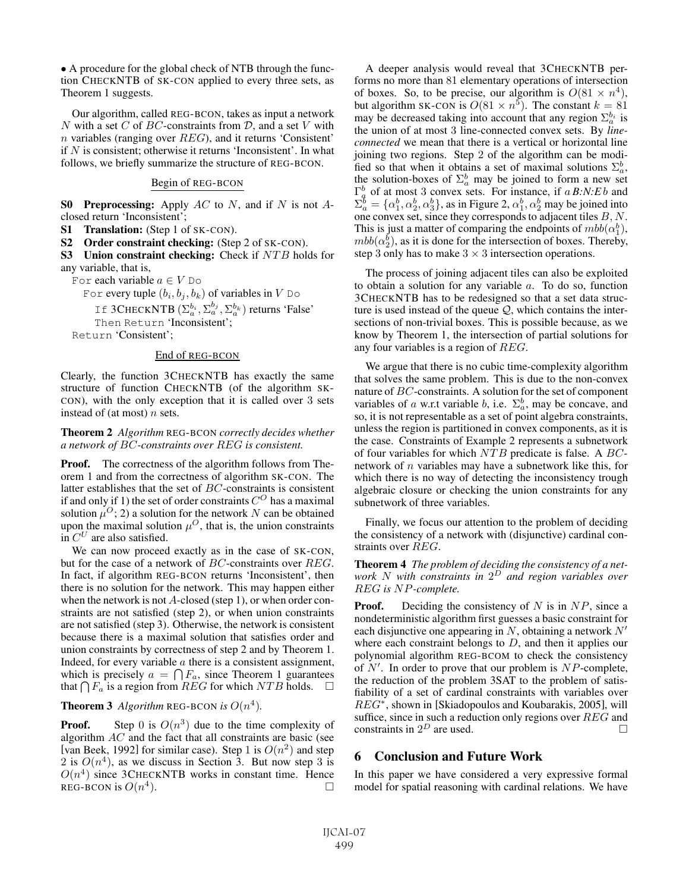• A procedure for the global check of NTB through the function CHECKNTB of SK-CON applied to every three sets, as Theorem 1 suggests.

Our algorithm, called REG-BCON, takes as input a network $N$ with a set $C$ of $BC$-constraints from $\mathcal{D}$, and a set $V$ with $n$ variables (ranging over $REG$), and it returns 'Consistent' if $N$ is consistent; otherwise it returns 'Inconsistent'. In what follows, we briefly summarize the structure of REG-BCON.

Begin of REG-BCON

**S0 Preprocessing:** Apply $AC$ to $N$, and if $N$ is not $A$-closed return 'Inconsistent';

**S1 Translation:** (Step 1 of SK-CON).

**S2 Order constraint checking:** (Step 2 of SK-CON).

**S3 Union constraint checking:** Check if $NTB$ holds for any variable, that is,

```
For each variable a ∈ V Do
   For every tuple (b_i, b_j, b_k) of variables in V Do
      If 3CHECKNTB (Σ_a^{b_i}, Σ_a^{b_j}, Σ_a^{b_k}) returns 'False'
      Then Return 'Inconsistent';
Return 'Consistent';
```

End of REG-BCON

Clearly, the function 3CHECKNTB has exactly the same structure of function CHECKNTB (of the algorithm SK-CON), with the only exception that it is called over 3 sets instead of (at most) $n$ sets.

**Theorem 2** *Algorithm* REG-BCON *correctly decides whether a network of $BC$-constraints over $REG$ is consistent.*

**Proof.** The correctness of the algorithm follows from Theorem 1 and from the correctness of algorithm SK-CON. The latter establishes that the set of $BC$-constraints is consistent if and only if 1) the set of order constraints $C^O$ has a maximal solution $\mu^O$; 2) a solution for the network $N$ can be obtained upon the maximal solution $\mu^O$, that is, the union constraints in $C^U$ are also satisfied.

We can now proceed exactly as in the case of SK-CON, but for the case of a network of $BC$-constraints over $REG$. In fact, if algorithm REG-BCON returns 'Inconsistent', then there is no solution for the network. This may happen either when the network is not $A$-closed (step 1), or when order constraints are not satisfied (step 2), or when union constraints are not satisfied (step 3). Otherwise, the network is consistent because there is a maximal solution that satisfies order and union constraints by correctness of step 2 and by Theorem 1. Indeed, for every variable $a$ there is a consistent assignment, which is precisely $a = \bigcap F_a$, since Theorem 1 guarantees that $\bigcap F_a$ is a region from $REG$ for which $NTB$ holds. □

**Theorem 3** *Algorithm* REG-BCON *is $O(n^4)$.*

**Proof.** Step 0 is $O(n^3)$ due to the time complexity of algorithm $AC$ and the fact that all constraints are basic (see [van Beek, 1992] for similar case). Step 1 is $O(n^2)$ and step 2 is $O(n^4)$, as we discuss in Section 3. But now step 3 is $O(n^4)$ since 3CHECKNTB works in constant time. Hence REG-BCON is $O(n^4)$. □

A deeper analysis would reveal that 3CHECKNTB performs no more than 81 elementary operations of intersection of boxes. So, to be precise, our algorithm is $O(81 \times n^4)$, but algorithm SK-CON is $O(81 \times n^5)$. The constant $k = 81$ may be decreased taking into account that any region $\Sigma_a^{b_i}$ is the union of at most 3 line-connected convex sets. By *line-connected* we mean that there is a vertical or horizontal line joining two regions. Step 2 of the algorithm can be modified so that when it obtains a set of maximal solutions $\Sigma_a^b$, the solution-boxes of $\Sigma_a^b$ may be joined to form a new set $\Gamma_a^b$ of at most 3 convex sets. For instance, if $a$ ***B:N:E*** $b$ and $\Sigma_a^b = \{\alpha_1^b, \alpha_2^b, \alpha_3^b\}$, as in Figure 2, $\alpha_1^b, \alpha_2^b$ may be joined into one convex set, since they corresponds to adjacent tiles $B, N$. This is just a matter of comparing the endpoints of $mbb(\alpha_1^b)$, $mbb(\alpha_2^b)$, as it is done for the intersection of boxes. Thereby, step 3 only has to make $3 \times 3$ intersection operations.

The process of joining adjacent tiles can also be exploited to obtain a solution for any variable $a$. To do so, function 3CHECKNTB has to be redesigned so that a set data structure is used instead of the queue $\mathcal{Q}$, which contains the intersections of non-trivial boxes. This is possible because, as we know by Theorem 1, the intersection of partial solutions for any four variables is a region of $REG$.

We argue that there is no cubic time-complexity algorithm that solves the same problem. This is due to the non-convex nature of $BC$-constraints. A solution for the set of component variables of $a$ w.r.t variable $b$, i.e. $\Sigma_a^b$, may be concave, and so, it is not representable as a set of point algebra constraints, unless the region is partitioned in convex components, as it is the case. Constraints of Example 2 represents a subnetwork of four variables for which $NTB$ predicate is false. A $BC$-network of $n$ variables may have a subnetwork like this, for which there is no way of detecting the inconsistency trough algebraic closure or checking the union constraints for any subnetwork of three variables.

Finally, we focus our attention to the problem of deciding the consistency of a network with (disjunctive) cardinal constraints over $REG$.

**Theorem 4** *The problem of deciding the consistency of a network $N$ with constraints in $2^D$ and region variables over $REG$ is $NP$-complete.*

**Proof.** Deciding the consistency of $N$ is in $NP$, since a nondeterministic algorithm first guesses a basic constraint for each disjunctive one appearing in $N$, obtaining a network $N'$ where each constraint belongs to $D$, and then it applies our polynomial algorithm REG-BCOM to check the consistency of $N'$. In order to prove that our problem is $NP$-complete, the reduction of the problem 3SAT to the problem of satisfiability of a set of cardinal constraints with variables over $REG^*$, shown in [Skiadopoulos and Koubarakis, 2005], will suffice, since in such a reduction only regions over $REG$ and constraints in $2^D$ are used. □

## 6 Conclusion and Future Work

In this paper we have considered a very expressive formal model for spatial reasoning with cardinal relations. We have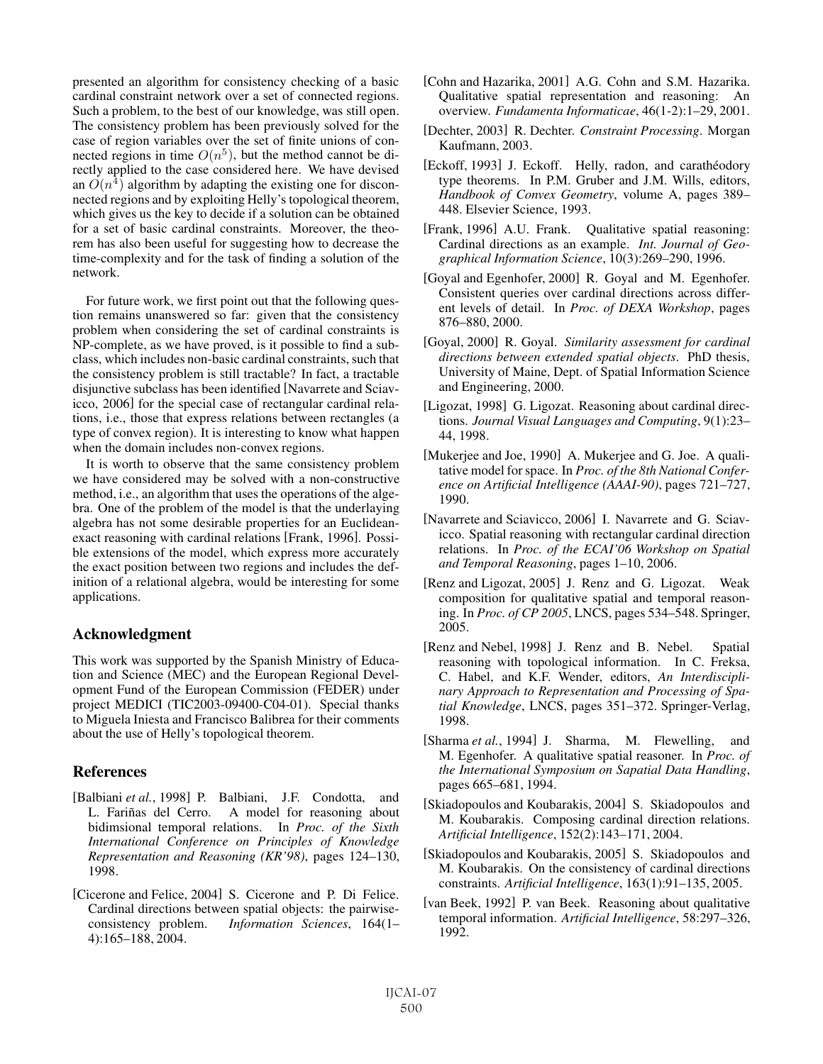presented an algorithm for consistency checking of a basic cardinal constraint network over a set of connected regions. Such a problem, to the best of our knowledge, was still open. The consistency problem has been previously solved for the case of region variables over the set of finite unions of connected regions in time $O(n^5)$, but the method cannot be directly applied to the case considered here. We have devised an $O(n^4)$ algorithm by adapting the existing one for disconnected regions and by exploiting Helly's topological theorem, which gives us the key to decide if a solution can be obtained for a set of basic cardinal constraints. Moreover, the theorem has also been useful for suggesting how to decrease the time-complexity and for the task of finding a solution of the network.

For future work, we first point out that the following question remains unanswered so far: given that the consistency problem when considering the set of cardinal constraints is NP-complete, as we have proved, is it possible to find a subclass, which includes non-basic cardinal constraints, such that the consistency problem is still tractable? In fact, a tractable disjunctive subclass has been identified [Navarrete and Sciavicco, 2006] for the special case of rectangular cardinal relations, i.e., those that express relations between rectangles (a type of convex region). It is interesting to know what happen when the domain includes non-convex regions.

It is worth to observe that the same consistency problem we have considered may be solved with a non-constructive method, i.e., an algorithm that uses the operations of the algebra. One of the problem of the model is that the underlaying algebra has not some desirable properties for an Euclidean-exact reasoning with cardinal relations [Frank, 1996]. Possible extensions of the model, which express more accurately the exact position between two regions and includes the definition of a relational algebra, would be interesting for some applications.

## Acknowledgment

This work was supported by the Spanish Ministry of Education and Science (MEC) and the European Regional Development Fund of the European Commission (FEDER) under project MEDICI (TIC2003-09400-C04-01). Special thanks to Miguela Iniesta and Francisco Balibrea for their comments about the use of Helly's topological theorem.

## References

[Balbiani *et al.*, 1998] P. Balbiani, J.F. Condotta, and L. Fariñas del Cerro. A model for reasoning about bidimsional temporal relations. In *Proc. of the Sixth International Conference on Principles of Knowledge Representation and Reasoning (KR'98)*, pages 124–130, 1998.

[Cicerone and Felice, 2004] S. Cicerone and P. Di Felice. Cardinal directions between spatial objects: the pairwise-consistency problem. *Information Sciences*, 164(1–4):165–188, 2004.

[Cohn and Hazarika, 2001] A.G. Cohn and S.M. Hazarika. Qualitative spatial representation and reasoning: An overview. *Fundamenta Informaticae*, 46(1-2):1–29, 2001.

[Dechter, 2003] R. Dechter. *Constraint Processing*. Morgan Kaufmann, 2003.

[Eckoff, 1993] J. Eckoff. Helly, radon, and carathéodory type theorems. In P.M. Gruber and J.M. Wills, editors, *Handbook of Convex Geometry*, volume A, pages 389–448. Elsevier Science, 1993.

[Frank, 1996] A.U. Frank. Qualitative spatial reasoning: Cardinal directions as an example. *Int. Journal of Geographical Information Science*, 10(3):269–290, 1996.

[Goyal and Egenhofer, 2000] R. Goyal and M. Egenhofer. Consistent queries over cardinal directions across different levels of detail. In *Proc. of DEXA Workshop*, pages 876–880, 2000.

[Goyal, 2000] R. Goyal. *Similarity assessment for cardinal directions between extended spatial objects*. PhD thesis, University of Maine, Dept. of Spatial Information Science and Engineering, 2000.

[Ligozat, 1998] G. Ligozat. Reasoning about cardinal directions. *Journal Visual Languages and Computing*, 9(1):23–44, 1998.

[Mukerjee and Joe, 1990] A. Mukerjee and G. Joe. A qualitative model for space. In *Proc. of the 8th National Conference on Artificial Intelligence (AAAI-90)*, pages 721–727, 1990.

[Navarrete and Sciavicco, 2006] I. Navarrete and G. Sciavicco. Spatial reasoning with rectangular cardinal direction relations. In *Proc. of the ECAI'06 Workshop on Spatial and Temporal Reasoning*, pages 1–10, 2006.

[Renz and Ligozat, 2005] J. Renz and G. Ligozat. Weak composition for qualitative spatial and temporal reasoning. In *Proc. of CP 2005*, LNCS, pages 534–548. Springer, 2005.

[Renz and Nebel, 1998] J. Renz and B. Nebel. Spatial reasoning with topological information. In C. Freksa, C. Habel, and K.F. Wender, editors, *An Interdisciplinary Approach to Representation and Processing of Spatial Knowledge*, LNCS, pages 351–372. Springer-Verlag, 1998.

[Sharma *et al.*, 1994] J. Sharma, M. Flewelling, and M. Egenhofer. A qualitative spatial reasoner. In *Proc. of the International Symposium on Sapatial Data Handling*, pages 665–681, 1994.

[Skiadopoulos and Koubarakis, 2004] S. Skiadopoulos and M. Koubarakis. Composing cardinal direction relations. *Artificial Intelligence*, 152(2):143–171, 2004.

[Skiadopoulos and Koubarakis, 2005] S. Skiadopoulos and M. Koubarakis. On the consistency of cardinal directions constraints. *Artificial Intelligence*, 163(1):91–135, 2005.

[van Beek, 1992] P. van Beek. Reasoning about qualitative temporal information. *Artificial Intelligence*, 58:297–326, 1992.